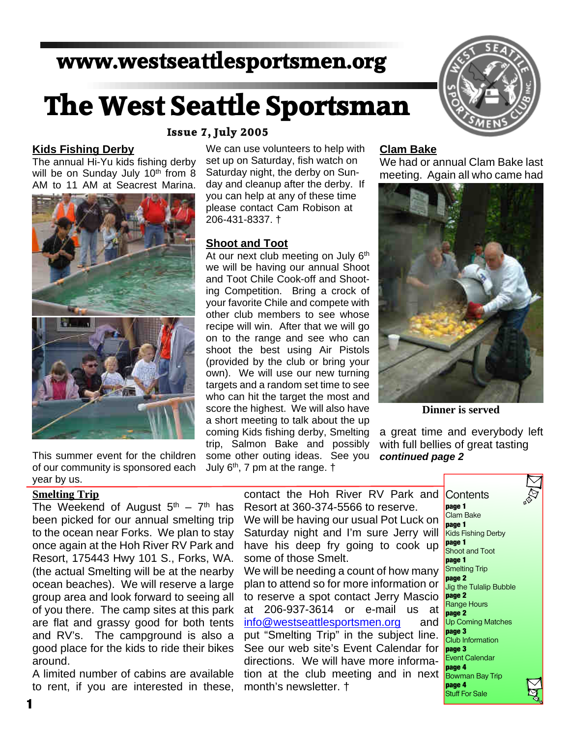www.westseattlesportsmen.org

# The West Seattle Sportsman

**Issue 7, July 2005**

## Kids Fishing Derby

The annual Hi-Yu kids fishing derby will be on Sunday July 10th from 8 AM to 11 AM at Seacrest Marina.

This summer event for the children of our community is sponsored each year by us.

We can use volunteers to help with set up on Saturday, fish watch on Saturday night, the derby on Sunday and cleanup after the derby. If you can help at any of these time please contact Cam Robison at 206-431-8337. †

## Shoot and Toot

At our next club meeting on July 6th we will be having our annual Shoot and Toot Chile Cook-off and Shooting Competition. Bring a crock of your favorite Chile and compete with other club members to see whose recipe will win. After that we will go on to the range and see who can shoot the best using Air Pistols (provided by the club or bring your own). We will use our new turning targets and a random set time to see who can hit the target the most and score the highest. We will also have a short meeting to talk about the up coming Kids fishing derby, Smelting trip, Salmon Bake and possibly some other outing ideas. See you July 6th, 7 pm at the range. †

## Clam Bake

We had or annual Clam Bake last meeting. Again all who came had a great time and everybody left with full bellies of great tasting ***continued page 2***

**Dinner is served**

## Smelting Trip

The Weekend of August 5th – 7th has been picked for our annual smelting trip to the ocean near Forks. We plan to stay once again at the Hoh River RV Park and Resort, 175443 Hwy 101 S., Forks, WA. (the actual Smelting will be at the nearby ocean beaches). We will reserve a large group area and look forward to seeing all of you there. The camp sites at this park are flat and grassy good for both tents and RV's. The campground is also a good place for the kids to ride their bikes around.

A limited number of cabins are available to rent, if you are interested in these, contact the Hoh River RV Park and Resort at 360-374-5566 to reserve.

We will be having our usual Pot Luck on Saturday night and I'm sure Jerry will have his deep fry going to cook up some of those Smelt.

We will be needing a count of how many plan to attend so for more information or to reserve a spot contact Jerry Mascio at 206-937-3614 or e-mail us at info@westseattlesportsmen.org and put "Smelting Trip" in the subject line. See our web site's Event Calendar for directions. We will have more information at the club meeting and in next month's newsletter. †

## Contents

- **page 1** Clam Bake
- **page 1** Kids Fishing Derby
- **page 1** Shoot and Toot
- **page 1** Smelting Trip
- **page 2** Jig the Tulalip Bubble
- **page 2** Range Hours
- **page 2** Up Coming Matches
- **page 3** Club Information
- **page 3** Event Calendar
- **page 4** Bowman Bay Trip
- **page 4** Stuff For Sale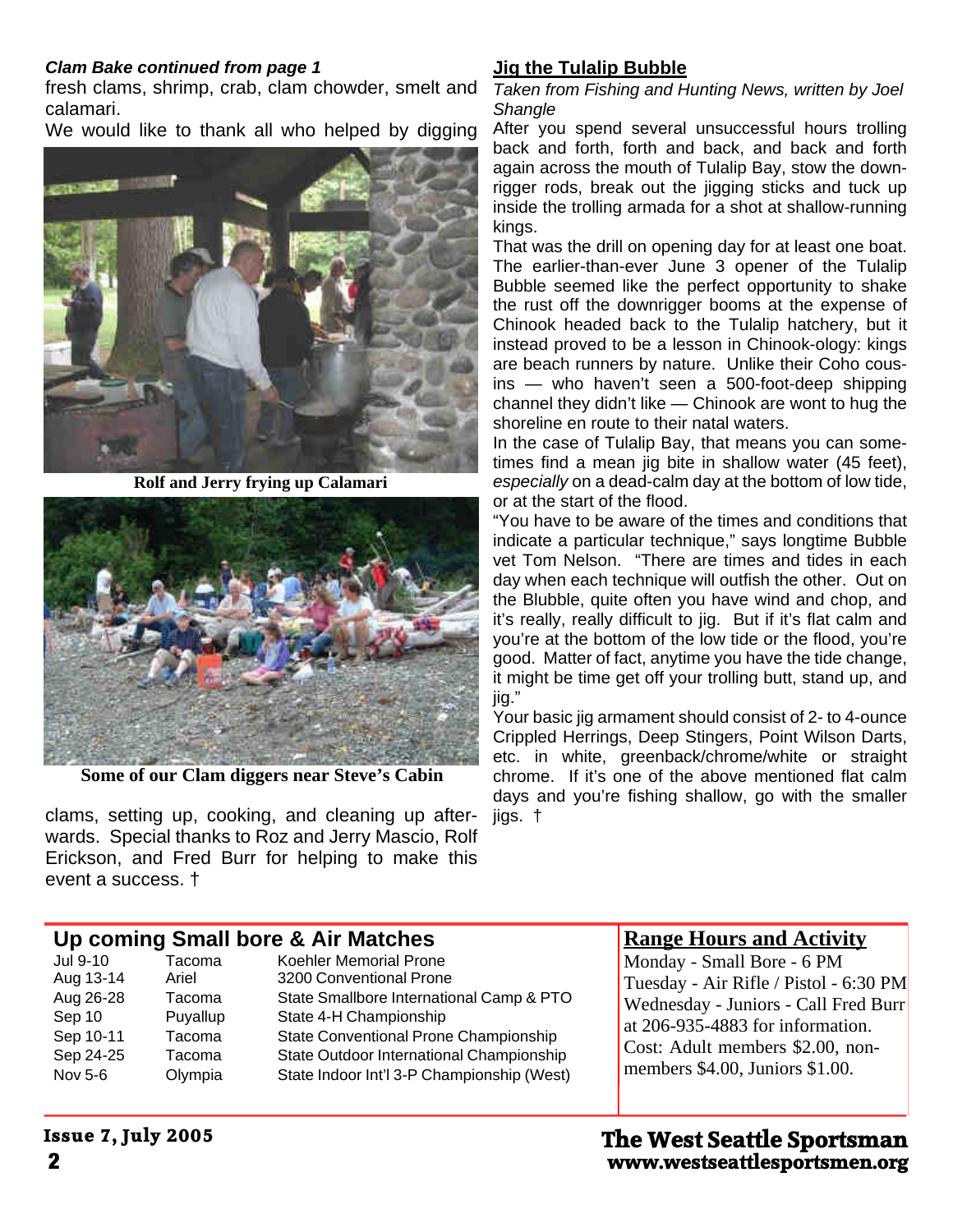***Clam Bake continued from page 1***

fresh clams, shrimp, crab, clam chowder, smelt and calamari.

We would like to thank all who helped by digging clams, setting up, cooking, and cleaning up afterwards. Special thanks to Roz and Jerry Mascio, Rolf Erickson, and Fred Burr for helping to make this event a success. †

**Rolf and Jerry frying up Calamari**

**Some of our Clam diggers near Steve's Cabin**

## Jig the Tulalip Bubble

*Taken from Fishing and Hunting News, written by Joel Shangle*

After you spend several unsuccessful hours trolling back and forth, forth and back, and back and forth again across the mouth of Tulalip Bay, stow the downrigger rods, break out the jigging sticks and tuck up inside the trolling armada for a shot at shallow-running kings.

That was the drill on opening day for at least one boat. The earlier-than-ever June 3 opener of the Tulalip Bubble seemed like the perfect opportunity to shake the rust off the downrigger booms at the expense of Chinook headed back to the Tulalip hatchery, but it instead proved to be a lesson in Chinook-ology: kings are beach runners by nature. Unlike their Coho cousins — who haven't seen a 500-foot-deep shipping channel they didn't like — Chinook are wont to hug the shoreline en route to their natal waters.

In the case of Tulalip Bay, that means you can sometimes find a mean jig bite in shallow water (45 feet), *especially* on a dead-calm day at the bottom of low tide, or at the start of the flood.

"You have to be aware of the times and conditions that indicate a particular technique," says longtime Bubble vet Tom Nelson. "There are times and tides in each day when each technique will outfish the other. Out on the Blubble, quite often you have wind and chop, and it's really, really difficult to jig. But if it's flat calm and you're at the bottom of the low tide or the flood, you're good. Matter of fact, anytime you have the tide change, it might be time get off your trolling butt, stand up, and jig."

Your basic jig armament should consist of 2- to 4-ounce Crippled Herrings, Deep Stingers, Point Wilson Darts, etc. in white, greenback/chrome/white or straight chrome. If it's one of the above mentioned flat calm days and you're fishing shallow, go with the smaller jigs. †

## Up coming Small bore & Air Matches

| | | |
|---|---|---|
| Jul 9-10 | Tacoma | Koehler Memorial Prone |
| Aug 13-14 | Ariel | 3200 Conventional Prone |
| Aug 26-28 | Tacoma | State Smallbore International Camp & PTO |
| Sep 10 | Puyallup | State 4-H Championship |
| Sep 10-11 | Tacoma | State Conventional Prone Championship |
| Sep 24-25 | Tacoma | State Outdoor International Championship |
| Nov 5-6 | Olympia | State Indoor Int'l 3-P Championship (West) |

## Range Hours and Activity

Monday - Small Bore - 6 PM
Tuesday - Air Rifle / Pistol - 6:30 PM
Wednesday - Juniors - Call Fred Burr at 206-935-4883 for information.
Cost: Adult members $2.00, non-members $4.00, Juniors $1.00.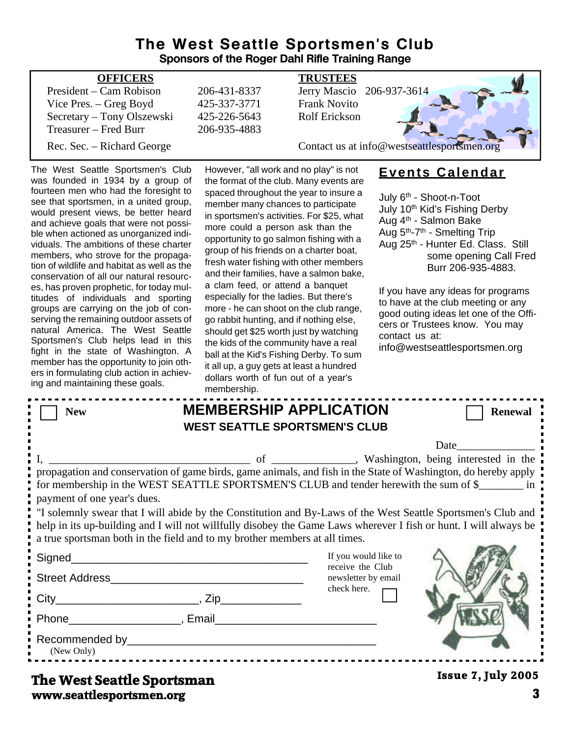# The West Seattle Sportsmen's Club

**Sponsors of the Roger Dahl Rifle Training Range**

| OFFICERS | | TRUSTEES | |
|---|---|---|---|
| President – Cam Robison | 206-431-8337 | Jerry Mascio | 206-937-3614 |
| Vice Pres. – Greg Boyd | 425-337-3771 | Frank Novito | |
| Secretary – Tony Olszewski | 425-226-5643 | Rolf Erickson | |
| Treasurer – Fred Burr | 206-935-4883 | | |
| Rec. Sec. – Richard George | | Contact us at info@westseattlesportsmen.org | |

The West Seattle Sportsmen's Club was founded in 1934 by a group of fourteen men who had the foresight to see that sportsmen, in a united group, would present views, be better heard and achieve goals that were not possible when actioned as unorganized individuals. The ambitions of these charter members, who strove for the propagation of wildlife and habitat as well as the conservation of all our natural resources, has proven prophetic, for today multitudes of individuals and sporting groups are carrying on the job of conserving the remaining outdoor assets of natural America. The West Seattle Sportsmen's Club helps lead in this fight in the state of Washington. A member has the opportunity to join others in formulating club action in achieving and maintaining these goals.

However, "all work and no play" is not the format of the club. Many events are spaced throughout the year to insure a member many chances to participate in sportsmen's activities. For $25, what more could a person ask than the opportunity to go salmon fishing with a group of his friends on a charter boat, fresh water fishing with other members and their families, have a salmon bake, a clam feed, or attend a banquet especially for the ladies. But there's more - he can shoot on the club range, go rabbit hunting, and if nothing else, should get $25 worth just by watching the kids of the community have a real ball at the Kid's Fishing Derby. To sum it all up, a guy gets at least a hundred dollars worth of fun out of a year's membership.

## Events Calendar

- July 6th - Shoot-n-Toot
- July 10th Kid's Fishing Derby
- Aug 4th - Salmon Bake
- Aug 5th-7th - Smelting Trip
- Aug 25th - Hunter Ed. Class. Still some opening Call Fred Burr 206-935-4883.

If you have any ideas for programs to have at the club meeting or any good outing ideas let one of the Officers or Trustees know. You may contact us at: info@westseattlesportsmen.org

---

☐ New

## MEMBERSHIP APPLICATION

**WEST SEATTLE SPORTSMEN'S CLUB**

☐ Renewal

Date______________

I, ____________________________________ of _______________, Washington, being interested in the propagation and conservation of game birds, game animals, and fish in the State of Washington, do hereby apply for membership in the WEST SEATTLE SPORTSMEN'S CLUB and tender herewith the sum of $________ in payment of one year's dues.

"I solemnly swear that I will abide by the Constitution and By-Laws of the West Seattle Sportsmen's Club and help in its up-building and I will not willfully disobey the Game Laws wherever I fish or hunt. I will always be a true sportsman both in the field and to my brother members at all times.

Signed______________________________________

Street Address________________________________

City_______________________, Zip_____________

Phone__________________, Email_________________________

Recommended by_______________________________________
(New Only)

If you would like to receive the Club newsletter by email check here. ☐

**The West Seattle Sportsman**
**www.seattlesportsmen.org**

**Issue 7, July 2005**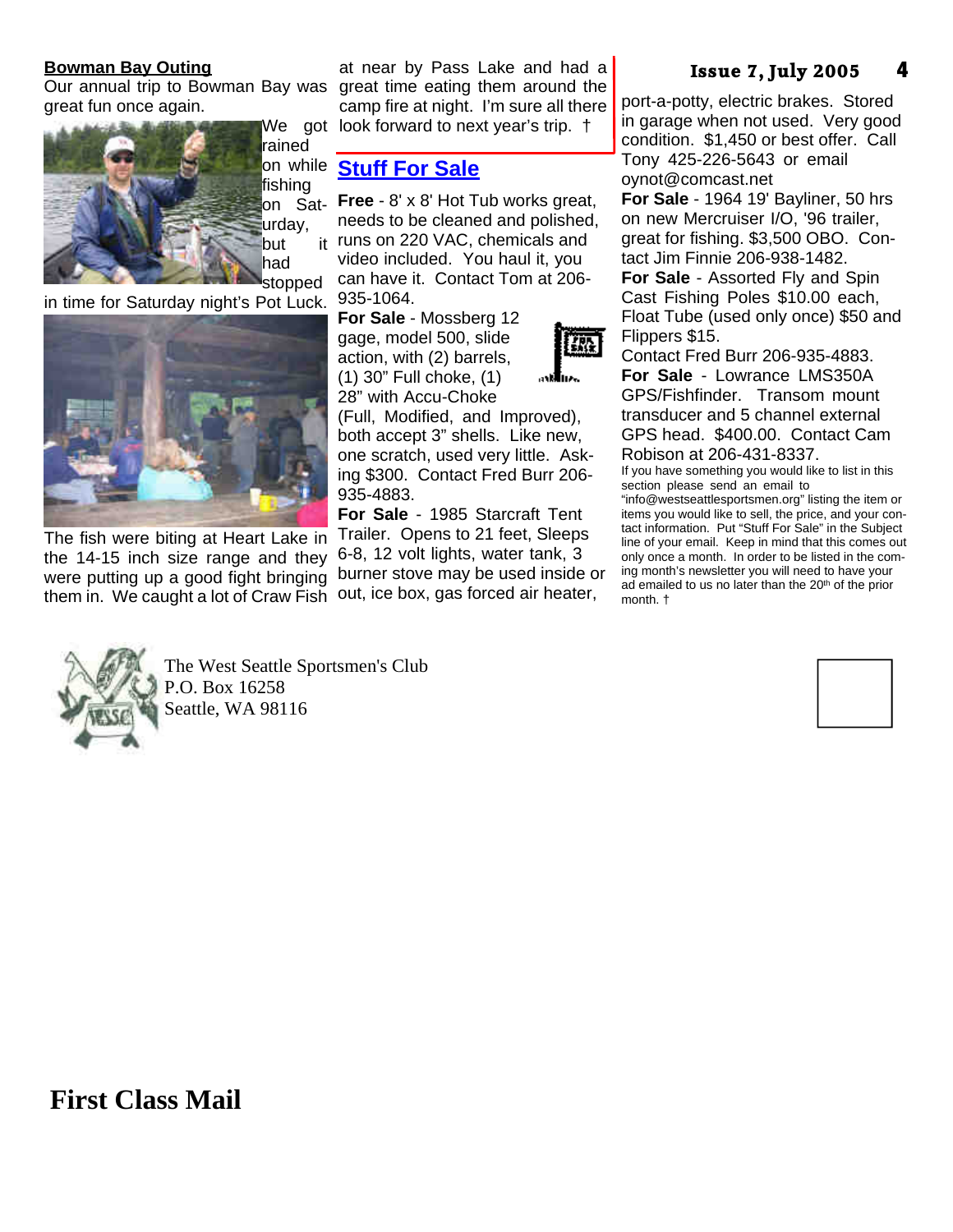## Bowman Bay Outing

Our annual trip to Bowman Bay was great fun once again. We got rained on while fishing on Saturday, but it had stopped in time for Saturday night's Pot Luck.

The fish were biting at Heart Lake in the 14-15 inch size range and they were putting up a good fight bringing them in. We caught a lot of Craw Fish at near by Pass Lake and had a great time eating them around the camp fire at night. I'm sure all there look forward to next year's trip. †

## Stuff For Sale

**Free** - 8' x 8' Hot Tub works great, needs to be cleaned and polished, runs on 220 VAC, chemicals and video included. You haul it, you can have it. Contact Tom at 206-935-1064.

**For Sale** - Mossberg 12 gage, model 500, slide action, with (2) barrels, (1) 30" Full choke, (1) 28" with Accu-Choke (Full, Modified, and Improved), both accept 3" shells. Like new, one scratch, used very little. Asking $300. Contact Fred Burr 206-935-4883.

**For Sale** - 1985 Starcraft Tent Trailer. Opens to 21 feet, Sleeps 6-8, 12 volt lights, water tank, 3 burner stove may be used inside or out, ice box, gas forced air heater, port-a-potty, electric brakes. Stored in garage when not used. Very good condition. $1,450 or best offer. Call Tony 425-226-5643 or email oynot@comcast.net

**For Sale** - 1964 19' Bayliner, 50 hrs on new Mercruiser I/O, '96 trailer, great for fishing. $3,500 OBO. Contact Jim Finnie 206-938-1482.

**For Sale** - Assorted Fly and Spin Cast Fishing Poles $10.00 each, Float Tube (used only once) $50 and Flippers $15.
Contact Fred Burr 206-935-4883.

**For Sale** - Lowrance LMS350A GPS/Fishfinder. Transom mount transducer and 5 channel external GPS head. $400.00. Contact Cam Robison at 206-431-8337.

If you have something you would like to list in this section please send an email to "info@westseattlesportsmen.org" listing the item or items you would like to sell, the price, and your contact information. Put "Stuff For Sale" in the Subject line of your email. Keep in mind that this comes out only once a month. In order to be listed in the coming month's newsletter you will need to have your ad emailed to us no later than the 20th of the prior month. †

The West Seattle Sportsmen's Club
P.O. Box 16258
Seattle, WA 98116

**First Class Mail**